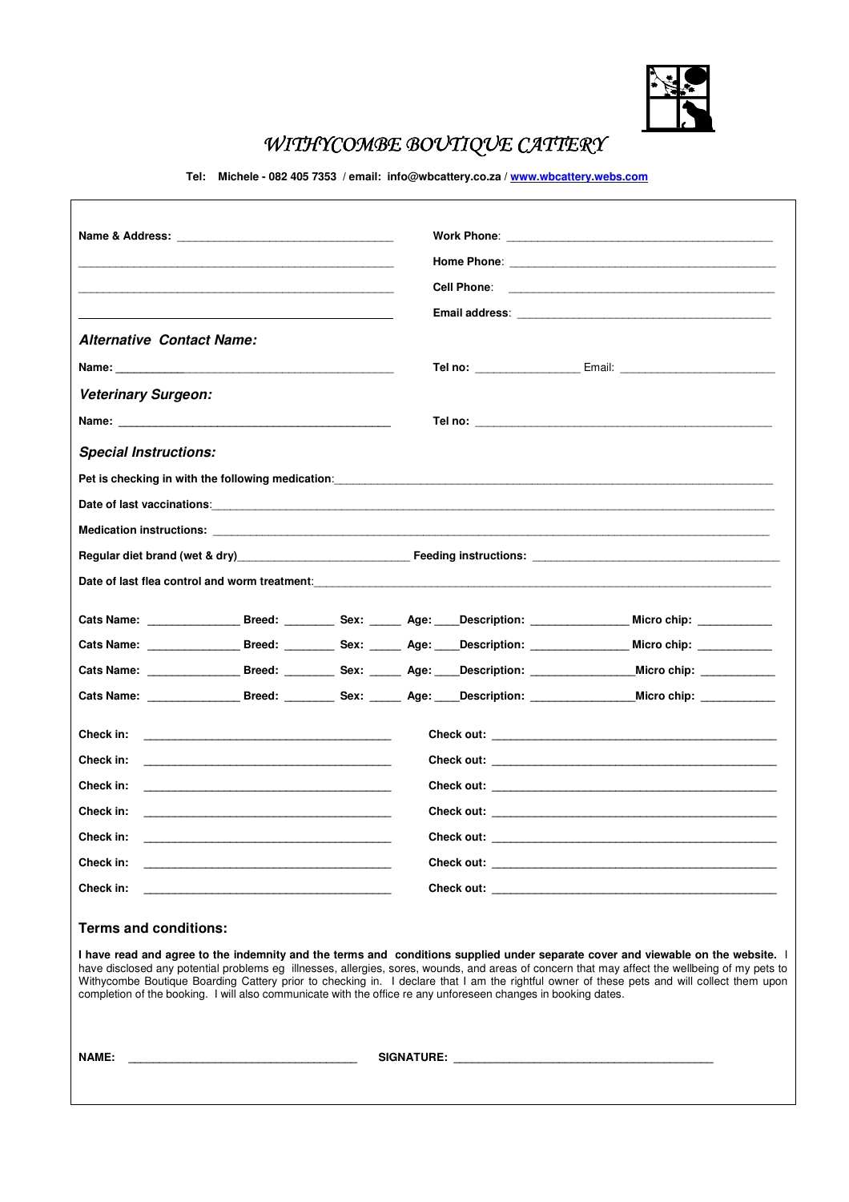# *WITHYCOMBE BOUTIQUE CATTERY*

**Tel: Michele - 082 405 7353 / email: info@wbcattery.co.za / [www.wbcattery.webs.com](http://www.wbcattery.webs.com)**

**Name & Address:** ___________________________________

______________________________________________________

______________________________________________________

______________________________________________________

**Work Phone**: ___________________________________________

**Home Phone**: ___________________________________________

**Cell Phone**: ___________________________________________

**Email address**: _________________________________________

### *Alternative Contact Name:*

**Name:** ______________________________________________ **Tel no:** ________________ Email: ________________________

### *Veterinary Surgeon:*

**Name:** ______________________________________________ **Tel no:** _____________________________________________

### *Special Instructions:*

**Pet is checking in with the following medication**: _______________________________________________________________

**Date of last vaccinations**: ____________________________________________________________________________________

**Medication instructions:** _____________________________________________________________________________________

**Regular diet brand (wet & dry)** ___________________________ **Feeding instructions:** ______________________________________

**Date of last flea control and worm treatment**: _____________________________________________________________________

**Cats Name:** ______________ **Breed:** ________ **Sex:** _____ **Age:** ____ **Description:** _______________ **Micro chip:** ___________

**Cats Name:** ______________ **Breed:** ________ **Sex:** _____ **Age:** ____ **Description:** _______________ **Micro chip:** ___________

**Cats Name:** ______________ **Breed:** ________ **Sex:** _____ **Age:** ____ **Description:** _______________ **Micro chip:** ___________

**Cats Name:** ______________ **Breed:** ________ **Sex:** _____ **Age:** ____ **Description:** _______________ **Micro chip:** ___________

**Check in:** ________________________________________ **Check out:** ______________________________________________

**Check in:** ________________________________________ **Check out:** ______________________________________________

**Check in:** ________________________________________ **Check out:** ______________________________________________

**Check in:** ________________________________________ **Check out:** ______________________________________________

**Check in:** ________________________________________ **Check out:** ______________________________________________

**Check in:** ________________________________________ **Check out:** ______________________________________________

**Check in:** ________________________________________ **Check out:** ______________________________________________

### Terms and conditions:

**I have read and agree to the indemnity and the terms and conditions supplied under separate cover and viewable on the website.** I have disclosed any potential problems eg illnesses, allergies, sores, wounds, and areas of concern that may affect the wellbeing of my pets to Withycombe Boutique Boarding Cattery prior to checking in. I declare that I am the rightful owner of these pets and will collect them upon completion of the booking. I will also communicate with the office re any unforeseen changes in booking dates.

**NAME:** ___________________________________ **SIGNATURE:** ________________________________________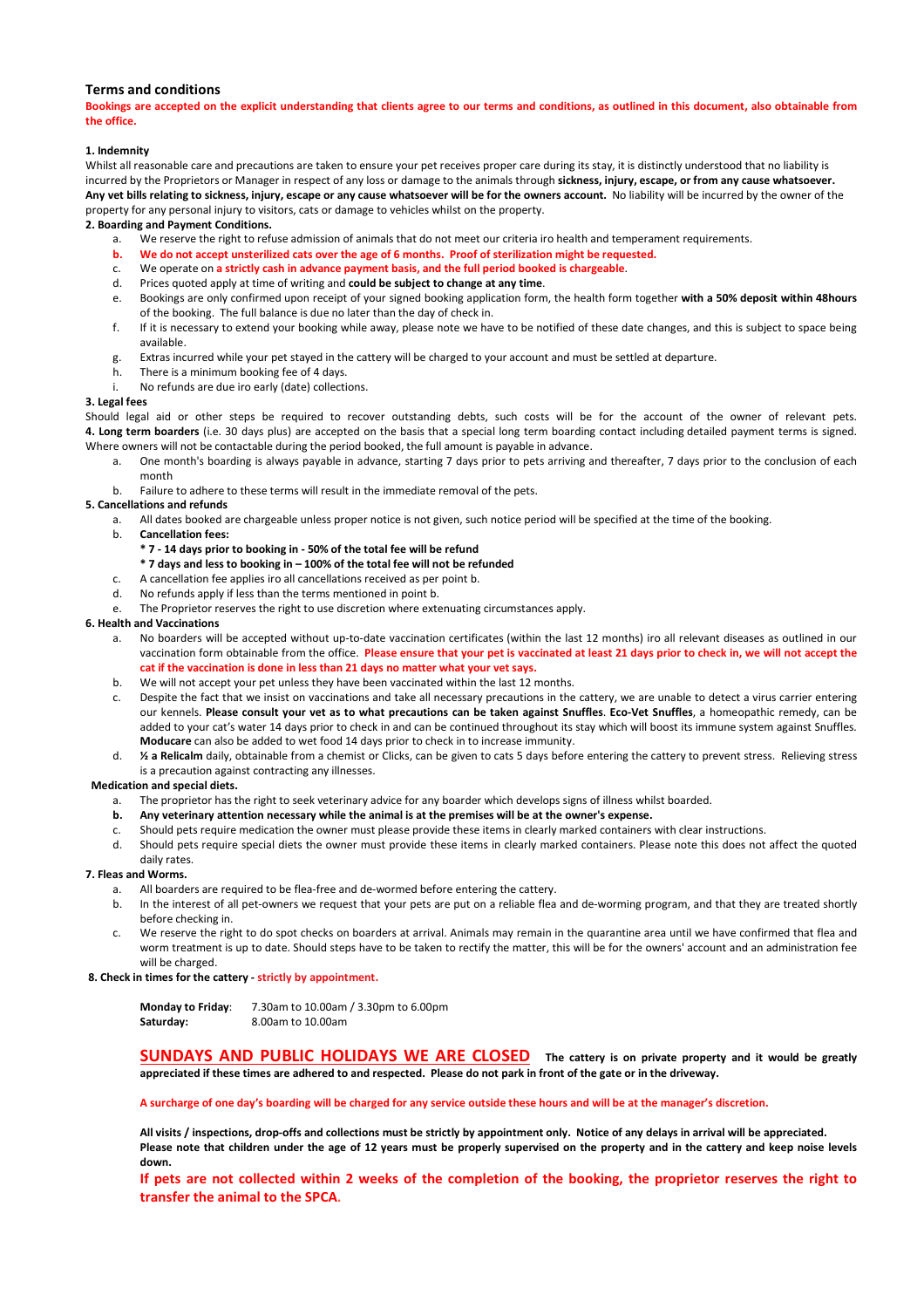## Terms and conditions

**Bookings are accepted on the explicit understanding that clients agree to our terms and conditions, as outlined in this document, also obtainable from the office.**

**1. Indemnity**

Whilst all reasonable care and precautions are taken to ensure your pet receives proper care during its stay, it is distinctly understood that no liability is incurred by the Proprietors or Manager in respect of any loss or damage to the animals through **sickness, injury, escape, or from any cause whatsoever.** **Any vet bills relating to sickness, injury, escape or any cause whatsoever will be for the owners account.** No liability will be incurred by the owner of the property for any personal injury to visitors, cats or damage to vehicles whilst on the property.

**2. Boarding and Payment Conditions.**

a. We reserve the right to refuse admission of animals that do not meet our criteria iro health and temperament requirements.
b. **We do not accept unsterilized cats over the age of 6 months. Proof of sterilization might be requested.**
c. We operate on **a strictly cash in advance payment basis, and the full period booked is chargeable**.
d. Prices quoted apply at time of writing and **could be subject to change at any time**.
e. Bookings are only confirmed upon receipt of your signed booking application form, the health form together **with a 50% deposit within 48hours** of the booking. The full balance is due no later than the day of check in.
f. If it is necessary to extend your booking while away, please note we have to be notified of these date changes, and this is subject to space being available.
g. Extras incurred while your pet stayed in the cattery will be charged to your account and must be settled at departure.
h. There is a minimum booking fee of 4 days.
i. No refunds are due iro early (date) collections.

**3. Legal fees**

Should legal aid or other steps be required to recover outstanding debts, such costs will be for the account of the owner of relevant pets.

**4. Long term boarders** (i.e. 30 days plus) are accepted on the basis that a special long term boarding contact including detailed payment terms is signed. Where owners will not be contactable during the period booked, the full amount is payable in advance.

a. One month's boarding is always payable in advance, starting 7 days prior to pets arriving and thereafter, 7 days prior to the conclusion of each month
b. Failure to adhere to these terms will result in the immediate removal of the pets.

**5. Cancellations and refunds**

a. All dates booked are chargeable unless proper notice is not given, such notice period will be specified at the time of the booking.
b. **Cancellation fees:**
   **\* 7 - 14 days prior to booking in - 50% of the total fee will be refund**
   **\* 7 days and less to booking in – 100% of the total fee will not be refunded**
c. A cancellation fee applies iro all cancellations received as per point b.
d. No refunds apply if less than the terms mentioned in point b.
e. The Proprietor reserves the right to use discretion where extenuating circumstances apply.

**6. Health and Vaccinations**

a. No boarders will be accepted without up-to-date vaccination certificates (within the last 12 months) iro all relevant diseases as outlined in our vaccination form obtainable from the office. **Please ensure that your pet is vaccinated at least 21 days prior to check in, we will not accept the cat if the vaccination is done in less than 21 days no matter what your vet says.**
b. We will not accept your pet unless they have been vaccinated within the last 12 months.
c. Despite the fact that we insist on vaccinations and take all necessary precautions in the cattery, we are unable to detect a virus carrier entering our kennels. **Please consult your vet as to what precautions can be taken against Snuffles**. **Eco-Vet Snuffles**, a homeopathic remedy, can be added to your cat's water 14 days prior to check in and can be continued throughout its stay which will boost its immune system against Snuffles. **Moducare** can also be added to wet food 14 days prior to check in to increase immunity.
d. **½ a Relicalm** daily, obtainable from a chemist or Clicks, can be given to cats 5 days before entering the cattery to prevent stress. Relieving stress is a precaution against contracting any illnesses.

**Medication and special diets.**

a. The proprietor has the right to seek veterinary advice for any boarder which develops signs of illness whilst boarded.
b. **Any veterinary attention necessary while the animal is at the premises will be at the owner's expense.**
c. Should pets require medication the owner must please provide these items in clearly marked containers with clear instructions.
d. Should pets require special diets the owner must provide these items in clearly marked containers. Please note this does not affect the quoted daily rates.

**7. Fleas and Worms.**

a. All boarders are required to be flea-free and de-wormed before entering the cattery.
b. In the interest of all pet-owners we request that your pets are put on a reliable flea and de-worming program, and that they are treated shortly before checking in.
c. We reserve the right to do spot checks on boarders at arrival. Animals may remain in the quarantine area until we have confirmed that flea and worm treatment is up to date. Should steps have to be taken to rectify the matter, this will be for the owners' account and an administration fee will be charged.

**8. Check in times for the cattery - strictly by appointment.**

**Monday to Friday**: 7.30am to 10.00am / 3.30pm to 6.00pm
**Saturday:** 8.00am to 10.00am

**SUNDAYS AND PUBLIC HOLIDAYS WE ARE CLOSED** **The cattery is on private property and it would be greatly appreciated if these times are adhered to and respected. Please do not park in front of the gate or in the driveway.**

**A surcharge of one day's boarding will be charged for any service outside these hours and will be at the manager's discretion.**

**All visits / inspections, drop-offs and collections must be strictly by appointment only. Notice of any delays in arrival will be appreciated.**
**Please note that children under the age of 12 years must be properly supervised on the property and in the cattery and keep noise levels down.**

**If pets are not collected within 2 weeks of the completion of the booking, the proprietor reserves the right to transfer the animal to the SPCA.**